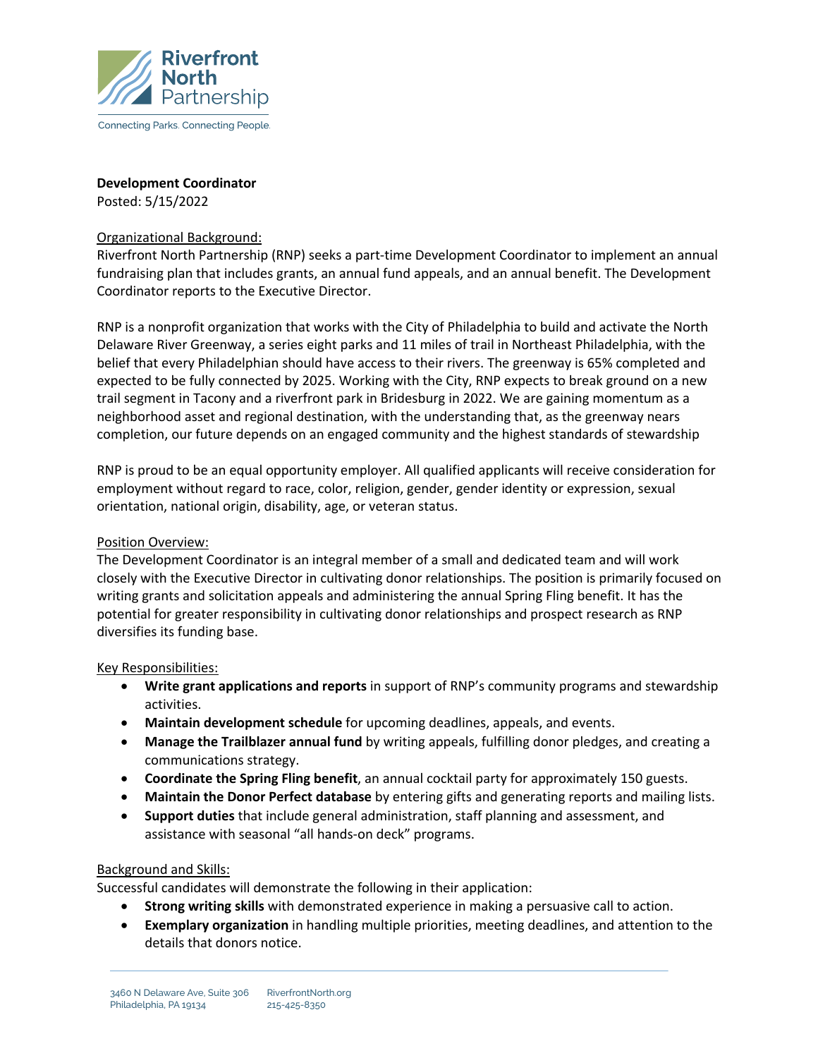Riverfront North Partnership

Connecting Parks. Connecting People.

**Development Coordinator**
Posted: 5/15/2022

Organizational Background:

Riverfront North Partnership (RNP) seeks a part-time Development Coordinator to implement an annual fundraising plan that includes grants, an annual fund appeals, and an annual benefit. The Development Coordinator reports to the Executive Director.

RNP is a nonprofit organization that works with the City of Philadelphia to build and activate the North Delaware River Greenway, a series eight parks and 11 miles of trail in Northeast Philadelphia, with the belief that every Philadelphian should have access to their rivers. The greenway is 65% completed and expected to be fully connected by 2025. Working with the City, RNP expects to break ground on a new trail segment in Tacony and a riverfront park in Bridesburg in 2022. We are gaining momentum as a neighborhood asset and regional destination, with the understanding that, as the greenway nears completion, our future depends on an engaged community and the highest standards of stewardship

RNP is proud to be an equal opportunity employer. All qualified applicants will receive consideration for employment without regard to race, color, religion, gender, gender identity or expression, sexual orientation, national origin, disability, age, or veteran status.

Position Overview:

The Development Coordinator is an integral member of a small and dedicated team and will work closely with the Executive Director in cultivating donor relationships. The position is primarily focused on writing grants and solicitation appeals and administering the annual Spring Fling benefit. It has the potential for greater responsibility in cultivating donor relationships and prospect research as RNP diversifies its funding base.

Key Responsibilities:

- **Write grant applications and reports** in support of RNP's community programs and stewardship activities.
- **Maintain development schedule** for upcoming deadlines, appeals, and events.
- **Manage the Trailblazer annual fund** by writing appeals, fulfilling donor pledges, and creating a communications strategy.
- **Coordinate the Spring Fling benefit**, an annual cocktail party for approximately 150 guests.
- **Maintain the Donor Perfect database** by entering gifts and generating reports and mailing lists.
- **Support duties** that include general administration, staff planning and assessment, and assistance with seasonal "all hands-on deck" programs.

Background and Skills:

Successful candidates will demonstrate the following in their application:

- **Strong writing skills** with demonstrated experience in making a persuasive call to action.
- **Exemplary organization** in handling multiple priorities, meeting deadlines, and attention to the details that donors notice.

3460 N Delaware Ave, Suite 306
Philadelphia, PA 19134

RiverfrontNorth.org
215-425-8350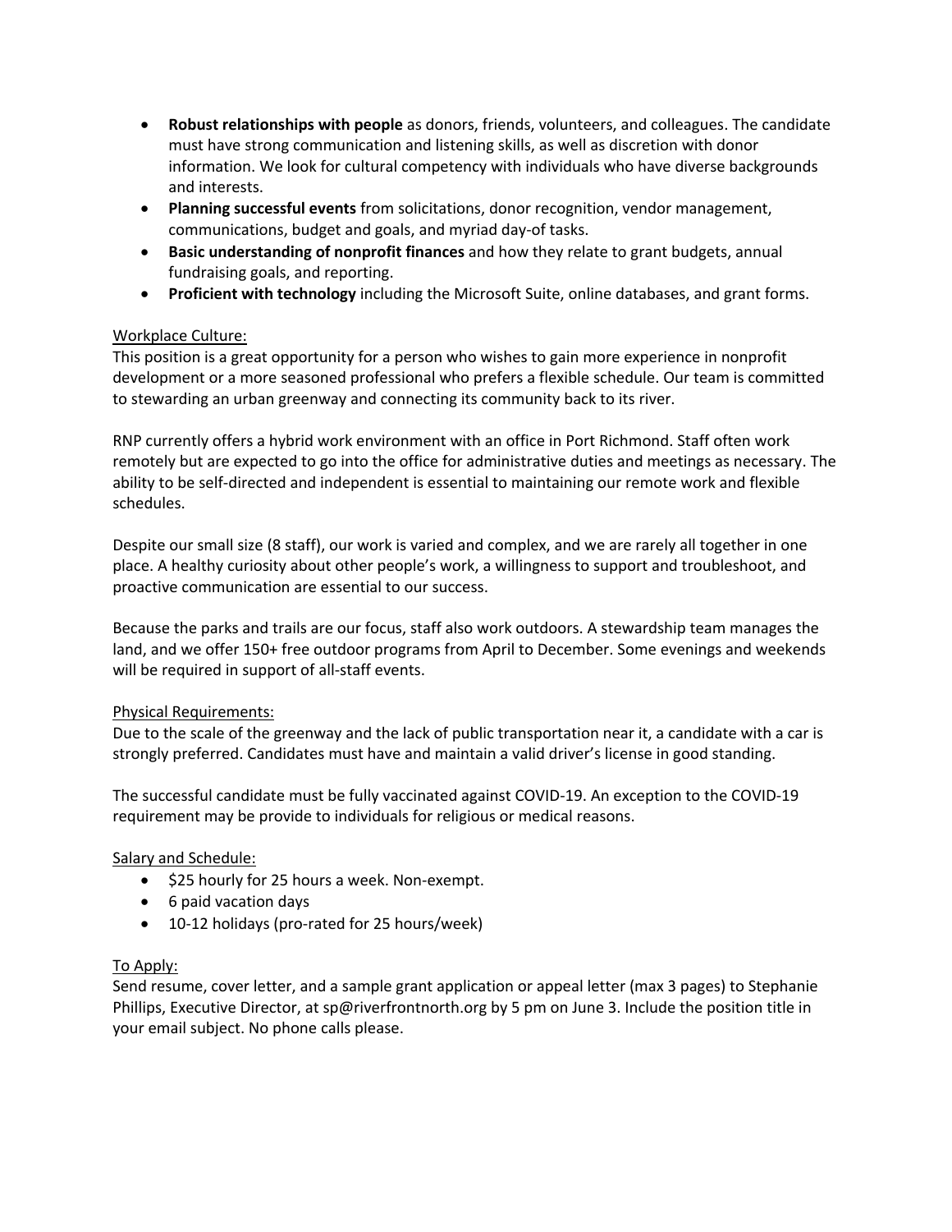- **Robust relationships with people** as donors, friends, volunteers, and colleagues. The candidate must have strong communication and listening skills, as well as discretion with donor information. We look for cultural competency with individuals who have diverse backgrounds and interests.
- **Planning successful events** from solicitations, donor recognition, vendor management, communications, budget and goals, and myriad day-of tasks.
- **Basic understanding of nonprofit finances** and how they relate to grant budgets, annual fundraising goals, and reporting.
- **Proficient with technology** including the Microsoft Suite, online databases, and grant forms.

<u>Workplace Culture:</u>

This position is a great opportunity for a person who wishes to gain more experience in nonprofit development or a more seasoned professional who prefers a flexible schedule. Our team is committed to stewarding an urban greenway and connecting its community back to its river.

RNP currently offers a hybrid work environment with an office in Port Richmond. Staff often work remotely but are expected to go into the office for administrative duties and meetings as necessary. The ability to be self-directed and independent is essential to maintaining our remote work and flexible schedules.

Despite our small size (8 staff), our work is varied and complex, and we are rarely all together in one place. A healthy curiosity about other people's work, a willingness to support and troubleshoot, and proactive communication are essential to our success.

Because the parks and trails are our focus, staff also work outdoors. A stewardship team manages the land, and we offer 150+ free outdoor programs from April to December. Some evenings and weekends will be required in support of all-staff events.

<u>Physical Requirements:</u>

Due to the scale of the greenway and the lack of public transportation near it, a candidate with a car is strongly preferred. Candidates must have and maintain a valid driver's license in good standing.

The successful candidate must be fully vaccinated against COVID-19. An exception to the COVID-19 requirement may be provide to individuals for religious or medical reasons.

<u>Salary and Schedule:</u>

- $25 hourly for 25 hours a week. Non-exempt.
- 6 paid vacation days
- 10-12 holidays (pro-rated for 25 hours/week)

<u>To Apply:</u>

Send resume, cover letter, and a sample grant application or appeal letter (max 3 pages) to Stephanie Phillips, Executive Director, at sp@riverfrontnorth.org by 5 pm on June 3. Include the position title in your email subject. No phone calls please.